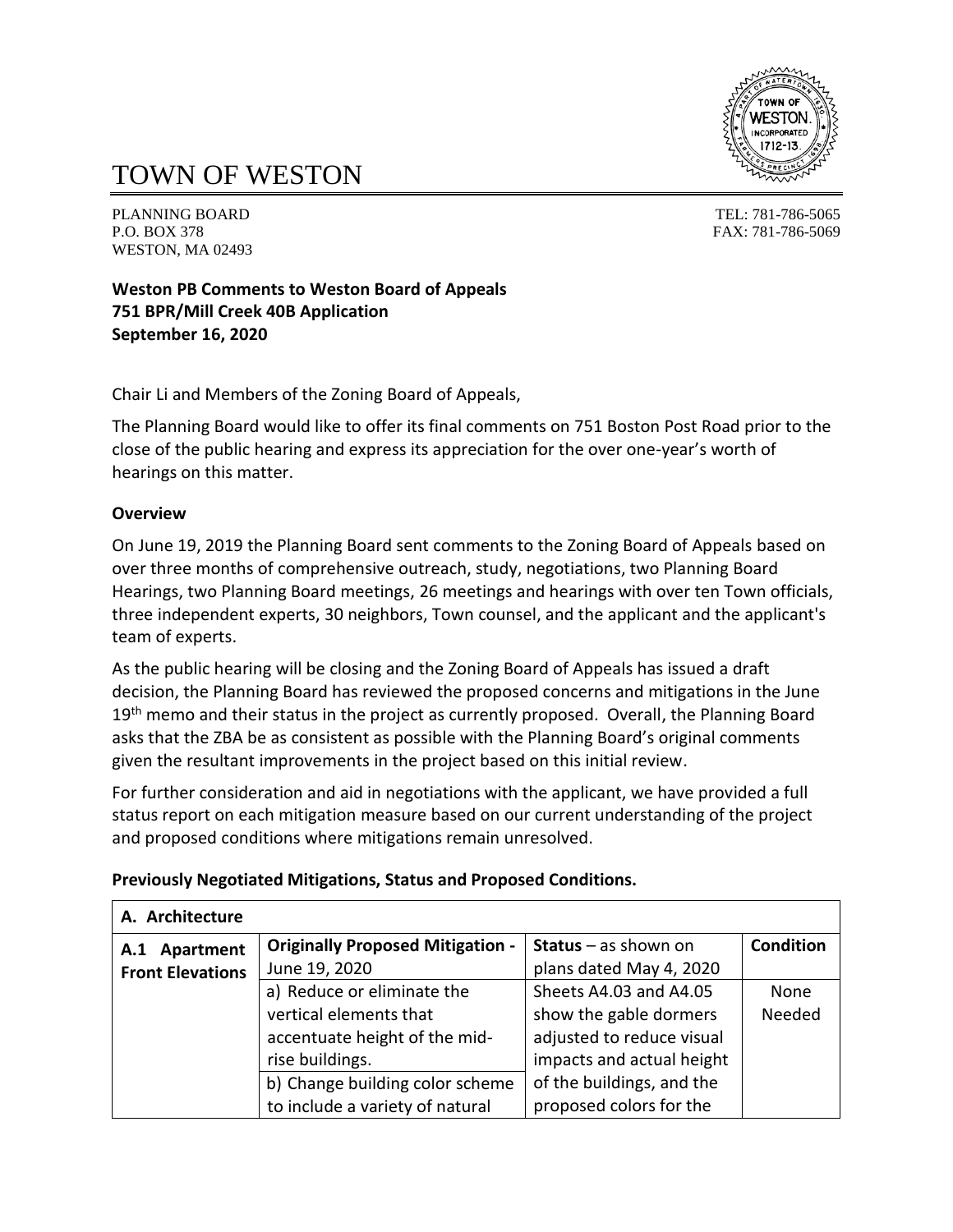# TOWN OF WESTON

PLANNING BOARD
P.O. BOX 378
WESTON, MA 02493

TEL: 781-786-5065
FAX: 781-786-5069

**Weston PB Comments to Weston Board of Appeals**
**751 BPR/Mill Creek 40B Application**
**September 16, 2020**

Chair Li and Members of the Zoning Board of Appeals,

The Planning Board would like to offer its final comments on 751 Boston Post Road prior to the close of the public hearing and express its appreciation for the over one-year's worth of hearings on this matter.

**Overview**

On June 19, 2019 the Planning Board sent comments to the Zoning Board of Appeals based on over three months of comprehensive outreach, study, negotiations, two Planning Board Hearings, two Planning Board meetings, 26 meetings and hearings with over ten Town officials, three independent experts, 30 neighbors, Town counsel, and the applicant and the applicant's team of experts.

As the public hearing will be closing and the Zoning Board of Appeals has issued a draft decision, the Planning Board has reviewed the proposed concerns and mitigations in the June 19th memo and their status in the project as currently proposed. Overall, the Planning Board asks that the ZBA be as consistent as possible with the Planning Board's original comments given the resultant improvements in the project based on this initial review.

For further consideration and aid in negotiations with the applicant, we have provided a full status report on each mitigation measure based on our current understanding of the project and proposed conditions where mitigations remain unresolved.

**Previously Negotiated Mitigations, Status and Proposed Conditions.**

| **A. Architecture** | | | |
|---|---|---|---|
| **A.1 Apartment Front Elevations** | **Originally Proposed Mitigation -** June 19, 2020 | **Status** – as shown on plans dated May 4, 2020 | **Condition** |
| | a) Reduce or eliminate the vertical elements that accentuate height of the mid-rise buildings.<br>b) Change building color scheme to include a variety of natural | Sheets A4.03 and A4.05 show the gable dormers adjusted to reduce visual impacts and actual height of the buildings, and the proposed colors for the | None Needed |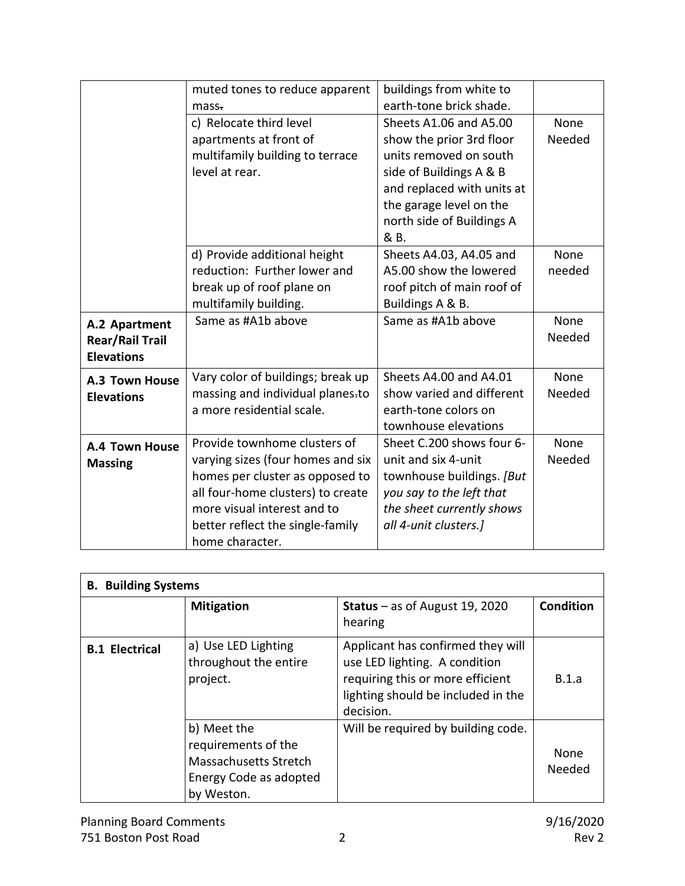| | | | |
|---|---|---|---|
| | muted tones to reduce apparent mass. | buildings from white to earth-tone brick shade. | |
| | c) Relocate third level apartments at front of multifamily building to terrace level at rear. | Sheets A1.06 and A5.00 show the prior 3rd floor units removed on south side of Buildings A & B and replaced with units at the garage level on the north side of Buildings A & B. | None Needed |
| | d) Provide additional height reduction: Further lower and break up of roof plane on multifamily building. | Sheets A4.03, A4.05 and A5.00 show the lowered roof pitch of main roof of Buildings A & B. | None needed |
| **A.2 Apartment Rear/Rail Trail Elevations** | Same as #A1b above | Same as #A1b above | None Needed |
| **A.3 Town House Elevations** | Vary color of buildings; break up massing and individual planes.to a more residential scale. | Sheets A4.00 and A4.01 show varied and different earth-tone colors on townhouse elevations | None Needed |
| **A.4 Town House Massing** | Provide townhome clusters of varying sizes (four homes and six homes per cluster as opposed to all four-home clusters) to create more visual interest and to better reflect the single-family home character. | Sheet C.200 shows four 6-unit and six 4-unit townhouse buildings. *[But you say to the left that the sheet currently shows all 4-unit clusters.]* | None Needed |

| **B. Building Systems** | | | |
|---|---|---|---|
| | **Mitigation** | **Status** – as of August 19, 2020 hearing | **Condition** |
| **B.1 Electrical** | a) Use LED Lighting throughout the entire project. | Applicant has confirmed they will use LED lighting. A condition requiring this or more efficient lighting should be included in the decision. | B.1.a |
| | b) Meet the requirements of the Massachusetts Stretch Energy Code as adopted by Weston. | Will be required by building code. | None Needed |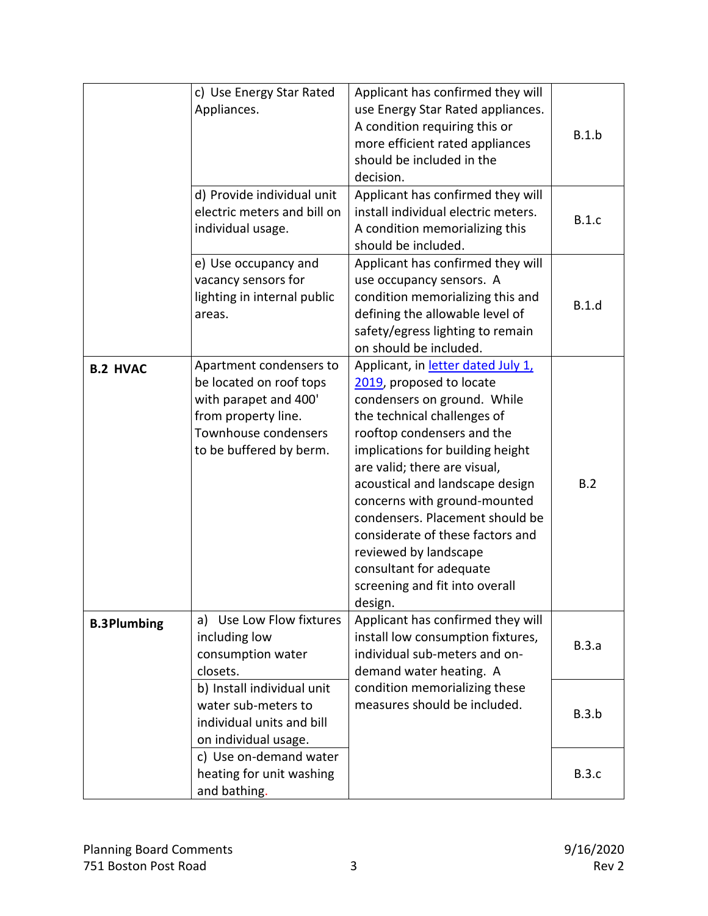| | | | |
|---|---|---|---|
| | c) Use Energy Star Rated Appliances. | Applicant has confirmed they will use Energy Star Rated appliances. A condition requiring this or more efficient rated appliances should be included in the decision. | B.1.b |
| | d) Provide individual unit electric meters and bill on individual usage. | Applicant has confirmed they will install individual electric meters. A condition memorializing this should be included. | B.1.c |
| | e) Use occupancy and vacancy sensors for lighting in internal public areas. | Applicant has confirmed they will use occupancy sensors. A condition memorializing this and defining the allowable level of safety/egress lighting to remain on should be included. | B.1.d |
| **B.2 HVAC** | Apartment condensers to be located on roof tops with parapet and 400' from property line. Townhouse condensers to be buffered by berm. | Applicant, in letter dated July 1, 2019, proposed to locate condensers on ground. While the technical challenges of rooftop condensers and the implications for building height are valid; there are visual, acoustical and landscape design concerns with ground-mounted condensers. Placement should be considerate of these factors and reviewed by landscape consultant for adequate screening and fit into overall design. | B.2 |
| **B.3 Plumbing** | a) Use Low Flow fixtures including low consumption water closets. | Applicant has confirmed they will install low consumption fixtures, individual sub-meters and on-demand water heating. A condition memorializing these measures should be included. | B.3.a |
| | b) Install individual unit water sub-meters to individual units and bill on individual usage. | | B.3.b |
| | c) Use on-demand water heating for unit washing and bathing. | | B.3.c |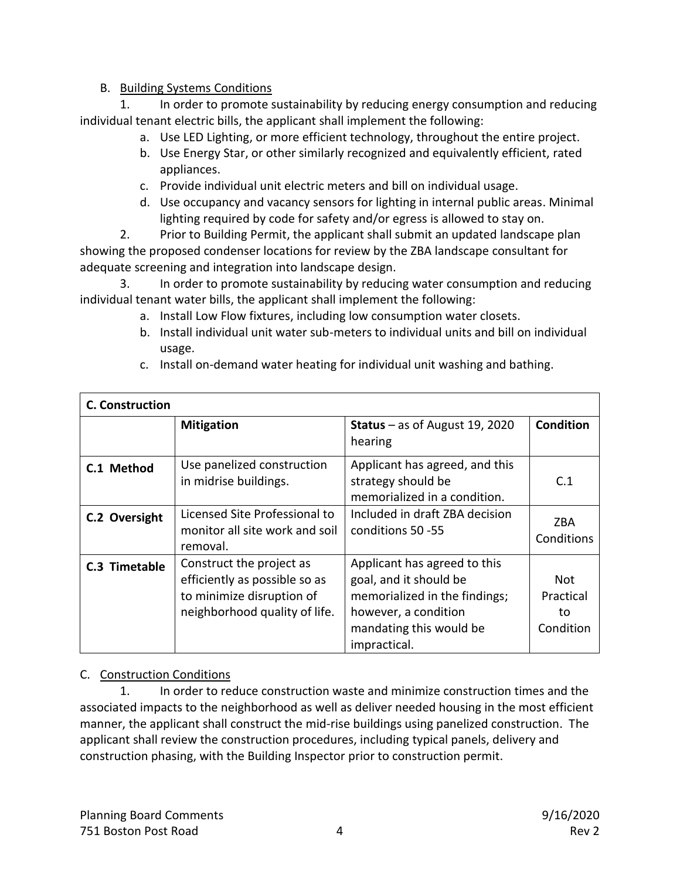B. Building Systems Conditions

1. In order to promote sustainability by reducing energy consumption and reducing individual tenant electric bills, the applicant shall implement the following:
   a. Use LED Lighting, or more efficient technology, throughout the entire project.
   b. Use Energy Star, or other similarly recognized and equivalently efficient, rated appliances.
   c. Provide individual unit electric meters and bill on individual usage.
   d. Use occupancy and vacancy sensors for lighting in internal public areas. Minimal lighting required by code for safety and/or egress is allowed to stay on.
2. Prior to Building Permit, the applicant shall submit an updated landscape plan showing the proposed condenser locations for review by the ZBA landscape consultant for adequate screening and integration into landscape design.
3. In order to promote sustainability by reducing water consumption and reducing individual tenant water bills, the applicant shall implement the following:
   a. Install Low Flow fixtures, including low consumption water closets.
   b. Install individual unit water sub-meters to individual units and bill on individual usage.
   c. Install on-demand water heating for individual unit washing and bathing.

| **C. Construction** | | | |
|---|---|---|---|
| | **Mitigation** | **Status** – as of August 19, 2020 hearing | **Condition** |
| **C.1 Method** | Use panelized construction in midrise buildings. | Applicant has agreed, and this strategy should be memorialized in a condition. | C.1 |
| **C.2 Oversight** | Licensed Site Professional to monitor all site work and soil removal. | Included in draft ZBA decision conditions 50 -55 | ZBA Conditions |
| **C.3 Timetable** | Construct the project as efficiently as possible so as to minimize disruption of neighborhood quality of life. | Applicant has agreed to this goal, and it should be memorialized in the findings; however, a condition mandating this would be impractical. | Not Practical to Condition |

C. Construction Conditions

1. In order to reduce construction waste and minimize construction times and the associated impacts to the neighborhood as well as deliver needed housing in the most efficient manner, the applicant shall construct the mid-rise buildings using panelized construction. The applicant shall review the construction procedures, including typical panels, delivery and construction phasing, with the Building Inspector prior to construction permit.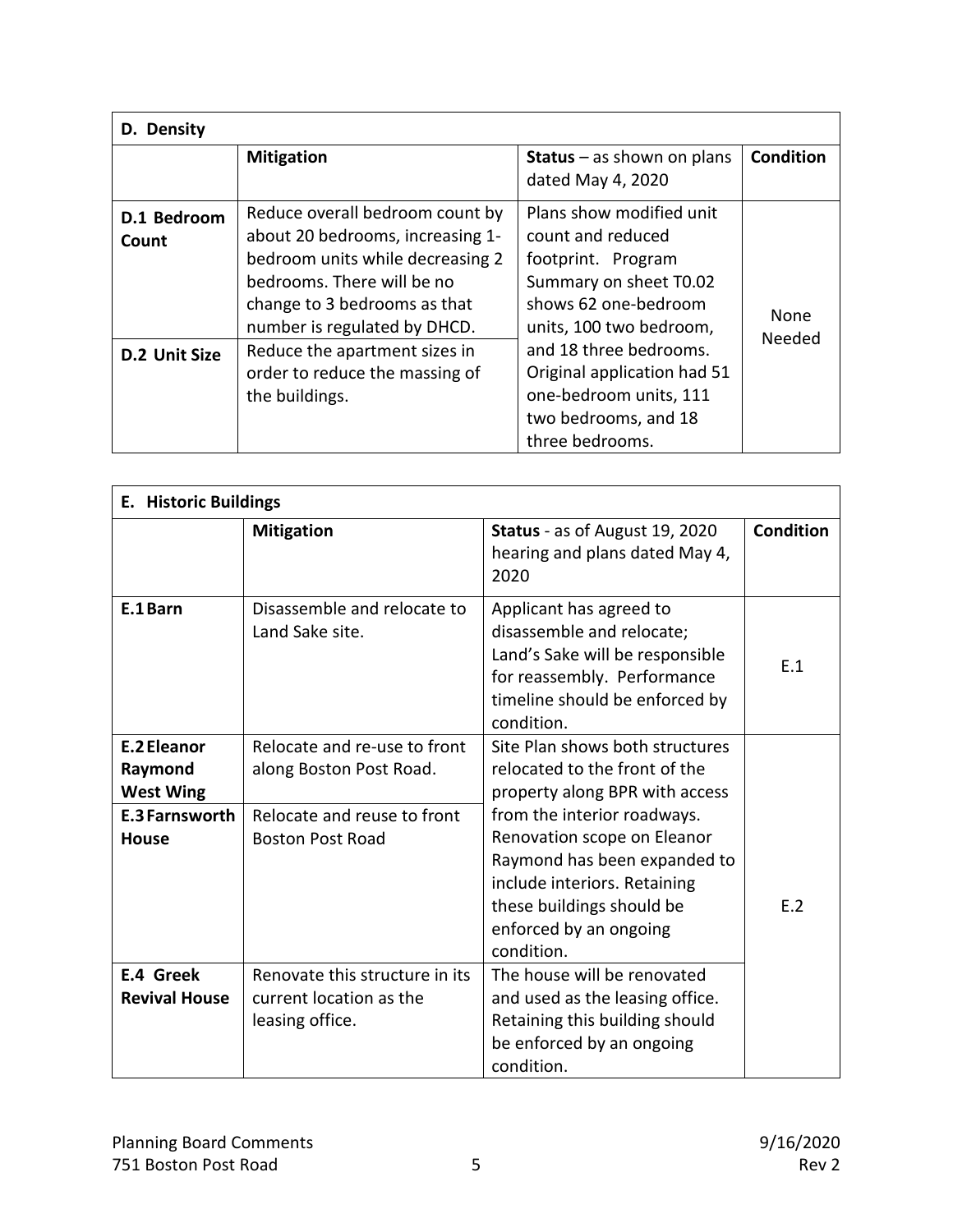| D. Density | | | |
|---|---|---|---|
| | **Mitigation** | **Status** – as shown on plans dated May 4, 2020 | **Condition** |
| **D.1 Bedroom Count** | Reduce overall bedroom count by about 20 bedrooms, increasing 1-bedroom units while decreasing 2 bedrooms. There will be no change to 3 bedrooms as that number is regulated by DHCD. | Plans show modified unit count and reduced footprint. Program Summary on sheet T0.02 shows 62 one-bedroom units, 100 two bedroom, and 18 three bedrooms. Original application had 51 one-bedroom units, 111 two bedrooms, and 18 three bedrooms. | None Needed |
| **D.2 Unit Size** | Reduce the apartment sizes in order to reduce the massing of the buildings. | | |

| E. Historic Buildings | | | |
|---|---|---|---|
| | **Mitigation** | **Status** - as of August 19, 2020 hearing and plans dated May 4, 2020 | **Condition** |
| **E.1 Barn** | Disassemble and relocate to Land Sake site. | Applicant has agreed to disassemble and relocate; Land's Sake will be responsible for reassembly. Performance timeline should be enforced by condition. | E.1 |
| **E.2 Eleanor Raymond West Wing** | Relocate and re-use to front along Boston Post Road. | Site Plan shows both structures relocated to the front of the property along BPR with access from the interior roadways. Renovation scope on Eleanor Raymond has been expanded to include interiors. Retaining these buildings should be enforced by an ongoing condition. | E.2 |
| **E.3 Farnsworth House** | Relocate and reuse to front Boston Post Road | | |
| **E.4 Greek Revival House** | Renovate this structure in its current location as the leasing office. | The house will be renovated and used as the leasing office. Retaining this building should be enforced by an ongoing condition. | |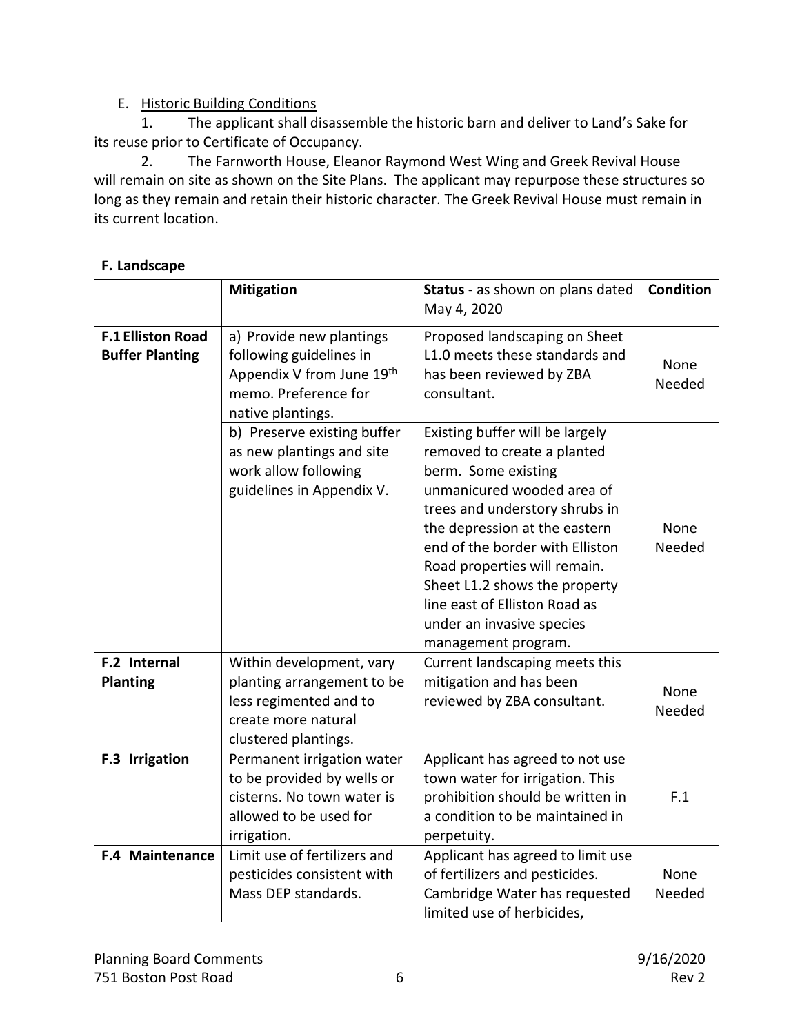E. Historic Building Conditions

1. The applicant shall disassemble the historic barn and deliver to Land's Sake for its reuse prior to Certificate of Occupancy.

2. The Farnworth House, Eleanor Raymond West Wing and Greek Revival House will remain on site as shown on the Site Plans. The applicant may repurpose these structures so long as they remain and retain their historic character. The Greek Revival House must remain in its current location.

| **F. Landscape** | | | |
|---|---|---|---|
| | **Mitigation** | **Status** - as shown on plans dated May 4, 2020 | **Condition** |
| **F.1 Elliston Road Buffer Planting** | a) Provide new plantings following guidelines in Appendix V from June 19th memo. Preference for native plantings. | Proposed landscaping on Sheet L1.0 meets these standards and has been reviewed by ZBA consultant. | None Needed |
| | b) Preserve existing buffer as new plantings and site work allow following guidelines in Appendix V. | Existing buffer will be largely removed to create a planted berm. Some existing unmanicured wooded area of trees and understory shrubs in the depression at the eastern end of the border with Elliston Road properties will remain. Sheet L1.2 shows the property line east of Elliston Road as under an invasive species management program. | None Needed |
| **F.2 Internal Planting** | Within development, vary planting arrangement to be less regimented and to create more natural clustered plantings. | Current landscaping meets this mitigation and has been reviewed by ZBA consultant. | None Needed |
| **F.3 Irrigation** | Permanent irrigation water to be provided by wells or cisterns. No town water is allowed to be used for irrigation. | Applicant has agreed to not use town water for irrigation. This prohibition should be written in a condition to be maintained in perpetuity. | F.1 |
| **F.4 Maintenance** | Limit use of fertilizers and pesticides consistent with Mass DEP standards. | Applicant has agreed to limit use of fertilizers and pesticides. Cambridge Water has requested limited use of herbicides, | None Needed |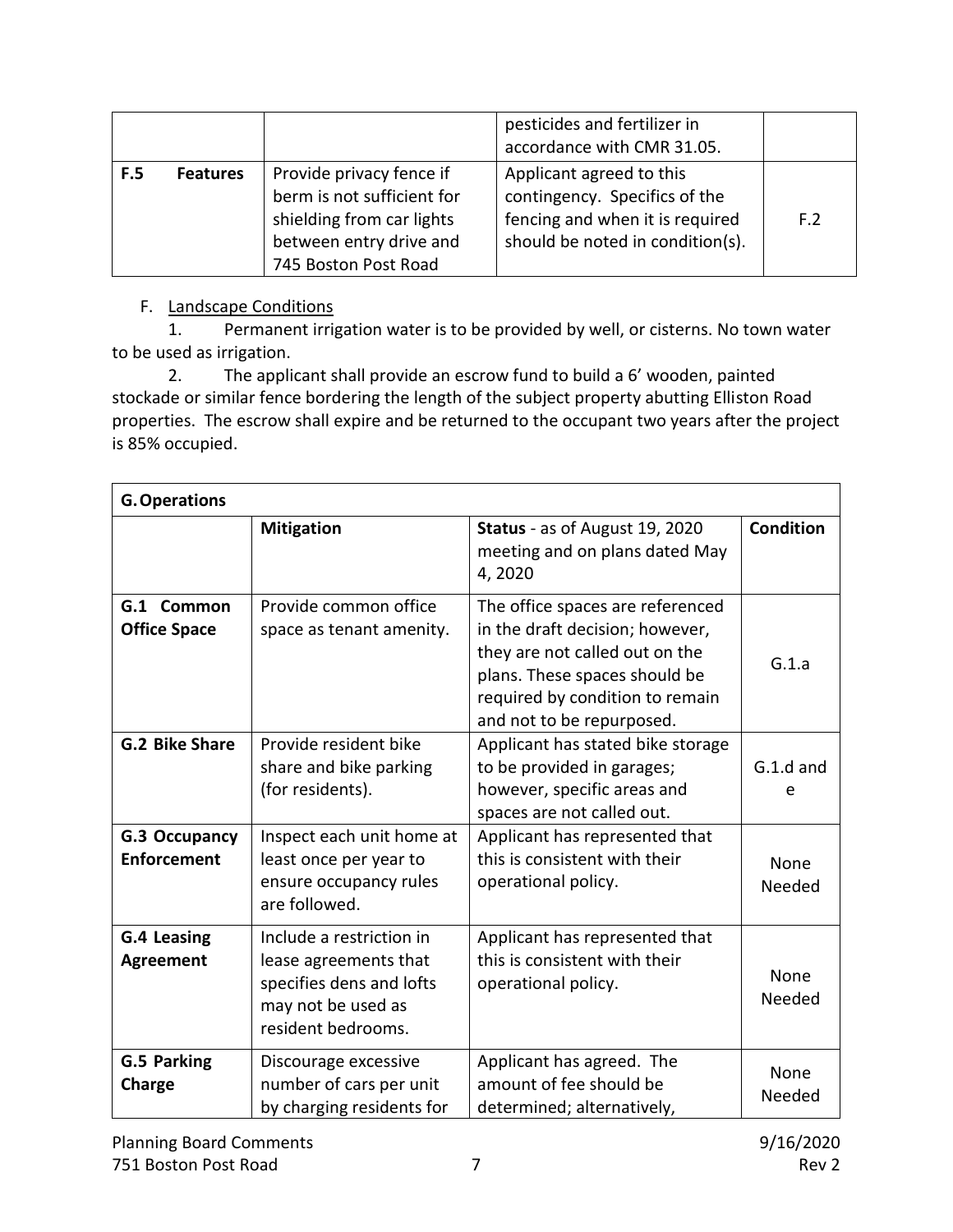| | | | |
|---|---|---|---|
| | | pesticides and fertilizer in accordance with CMR 31.05. | |
| **F.5 Features** | Provide privacy fence if berm is not sufficient for shielding from car lights between entry drive and 745 Boston Post Road | Applicant agreed to this contingency. Specifics of the fencing and when it is required should be noted in condition(s). | F.2 |

F. Landscape Conditions

1. Permanent irrigation water is to be provided by well, or cisterns. No town water to be used as irrigation.

2. The applicant shall provide an escrow fund to build a 6' wooden, painted stockade or similar fence bordering the length of the subject property abutting Elliston Road properties. The escrow shall expire and be returned to the occupant two years after the project is 85% occupied.

| **G. Operations** | | | |
|---|---|---|---|
| | **Mitigation** | **Status** - as of August 19, 2020 meeting and on plans dated May 4, 2020 | **Condition** |
| **G.1 Common Office Space** | Provide common office space as tenant amenity. | The office spaces are referenced in the draft decision; however, they are not called out on the plans. These spaces should be required by condition to remain and not to be repurposed. | G.1.a |
| **G.2 Bike Share** | Provide resident bike share and bike parking (for residents). | Applicant has stated bike storage to be provided in garages; however, specific areas and spaces are not called out. | G.1.d and e |
| **G.3 Occupancy Enforcement** | Inspect each unit home at least once per year to ensure occupancy rules are followed. | Applicant has represented that this is consistent with their operational policy. | None Needed |
| **G.4 Leasing Agreement** | Include a restriction in lease agreements that specifies dens and lofts may not be used as resident bedrooms. | Applicant has represented that this is consistent with their operational policy. | None Needed |
| **G.5 Parking Charge** | Discourage excessive number of cars per unit by charging residents for | Applicant has agreed. The amount of fee should be determined; alternatively, | None Needed |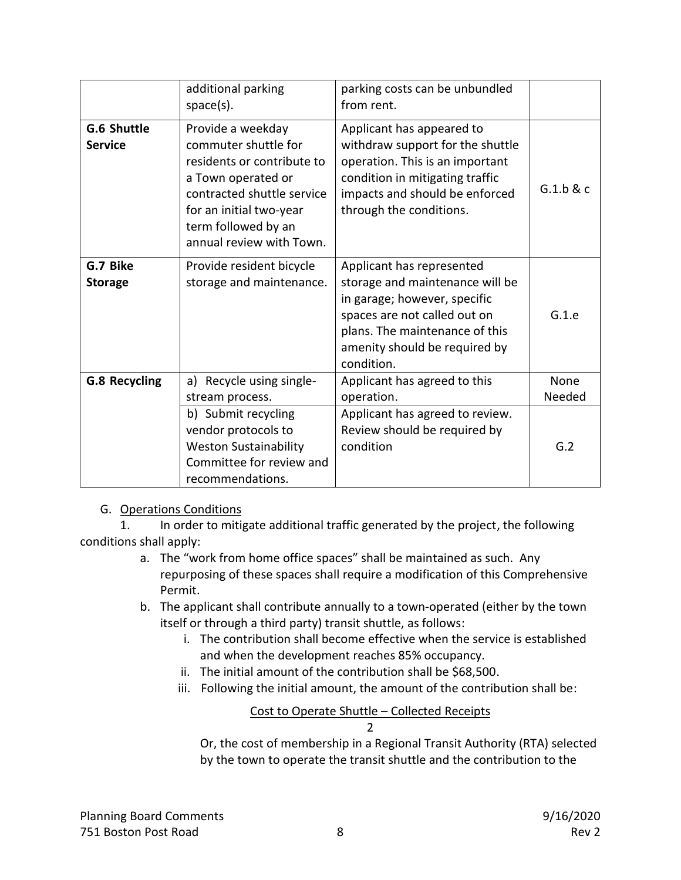| | | | |
|---|---|---|---|
| | additional parking space(s). | parking costs can be unbundled from rent. | |
| **G.6 Shuttle Service** | Provide a weekday commuter shuttle for residents or contribute to a Town operated or contracted shuttle service for an initial two-year term followed by an annual review with Town. | Applicant has appeared to withdraw support for the shuttle operation. This is an important condition in mitigating traffic impacts and should be enforced through the conditions. | G.1.b & c |
| **G.7 Bike Storage** | Provide resident bicycle storage and maintenance. | Applicant has represented storage and maintenance will be in garage; however, specific spaces are not called out on plans. The maintenance of this amenity should be required by condition. | G.1.e |
| **G.8 Recycling** | a) Recycle using single-stream process. | Applicant has agreed to this operation. | None Needed |
| | b) Submit recycling vendor protocols to Weston Sustainability Committee for review and recommendations. | Applicant has agreed to review. Review should be required by condition | G.2 |

G. Operations Conditions

1. In order to mitigate additional traffic generated by the project, the following conditions shall apply:

   a. The "work from home office spaces" shall be maintained as such. Any repurposing of these spaces shall require a modification of this Comprehensive Permit.

   b. The applicant shall contribute annually to a town-operated (either by the town itself or through a third party) transit shuttle, as follows:

      i. The contribution shall become effective when the service is established and when the development reaches 85% occupancy.

      ii. The initial amount of the contribution shall be $68,500.

      iii. Following the initial amount, the amount of the contribution shall be:

$$\frac{\text{Cost to Operate Shuttle} - \text{Collected Receipts}}{2}$$

Or, the cost of membership in a Regional Transit Authority (RTA) selected by the town to operate the transit shuttle and the contribution to the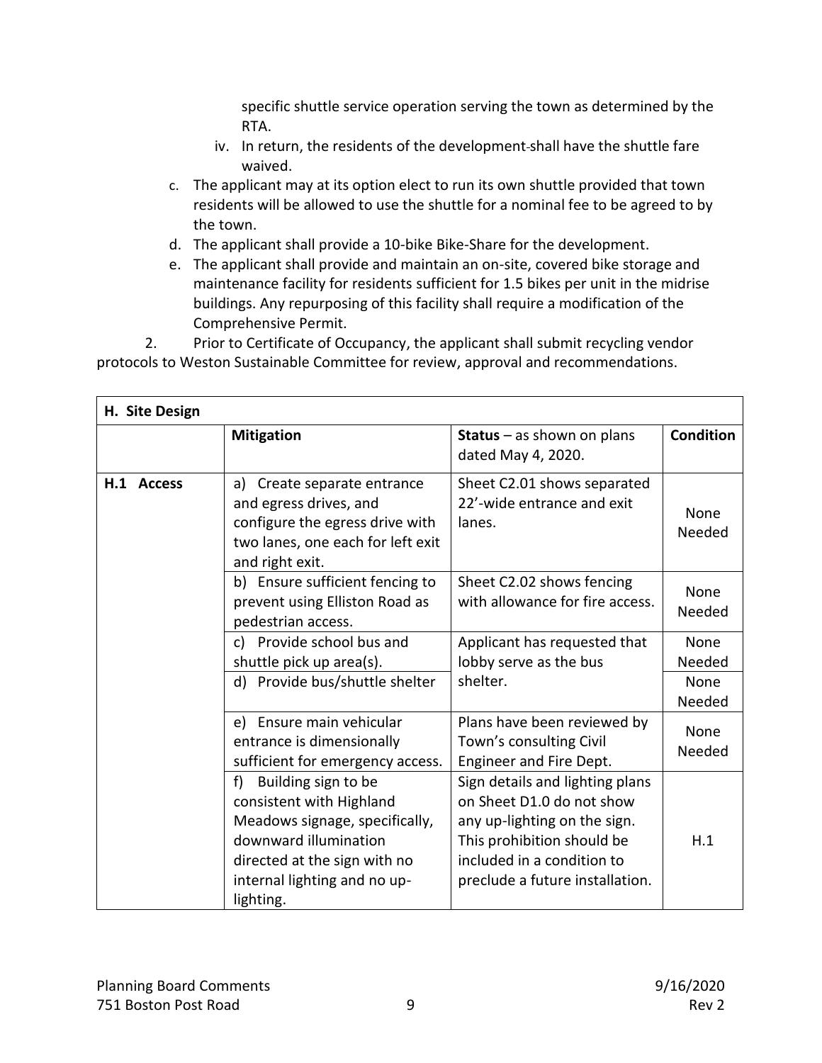specific shuttle service operation serving the town as determined by the RTA.

   iv. In return, the residents of the development shall have the shuttle fare waived.

c. The applicant may at its option elect to run its own shuttle provided that town residents will be allowed to use the shuttle for a nominal fee to be agreed to by the town.

d. The applicant shall provide a 10-bike Bike-Share for the development.

e. The applicant shall provide and maintain an on-site, covered bike storage and maintenance facility for residents sufficient for 1.5 bikes per unit in the midrise buildings. Any repurposing of this facility shall require a modification of the Comprehensive Permit.

2. Prior to Certificate of Occupancy, the applicant shall submit recycling vendor protocols to Weston Sustainable Committee for review, approval and recommendations.

| **H. Site Design** | | | |
|---|---|---|---|
| | **Mitigation** | **Status** – as shown on plans dated May 4, 2020. | **Condition** |
| **H.1 Access** | a) Create separate entrance and egress drives, and configure the egress drive with two lanes, one each for left exit and right exit. | Sheet C2.01 shows separated 22'-wide entrance and exit lanes. | None Needed |
| | b) Ensure sufficient fencing to prevent using Elliston Road as pedestrian access. | Sheet C2.02 shows fencing with allowance for fire access. | None Needed |
| | c) Provide school bus and shuttle pick up area(s). | Applicant has requested that lobby serve as the bus shelter. | None Needed |
| | d) Provide bus/shuttle shelter | | None Needed |
| | e) Ensure main vehicular entrance is dimensionally sufficient for emergency access. | Plans have been reviewed by Town's consulting Civil Engineer and Fire Dept. | None Needed |
| | f) Building sign to be consistent with Highland Meadows signage, specifically, downward illumination directed at the sign with no internal lighting and no up-lighting. | Sign details and lighting plans on Sheet D1.0 do not show any up-lighting on the sign. This prohibition should be included in a condition to preclude a future installation. | H.1 |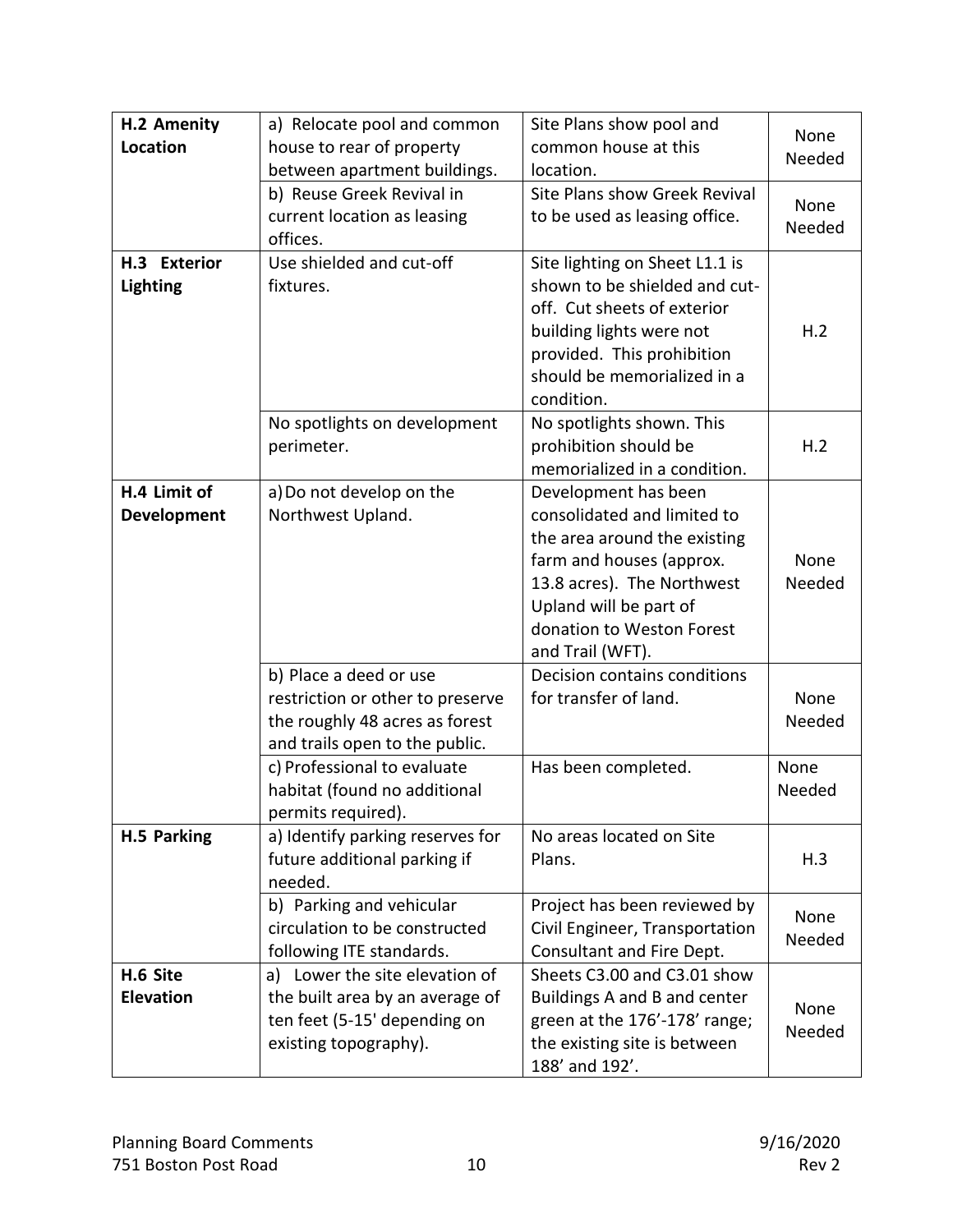| **H.2 Amenity Location** | a) Relocate pool and common house to rear of property between apartment buildings. | Site Plans show pool and common house at this location. | None Needed |
|---|---|---|---|
| | b) Reuse Greek Revival in current location as leasing offices. | Site Plans show Greek Revival to be used as leasing office. | None Needed |
| **H.3 Exterior Lighting** | Use shielded and cut-off fixtures. | Site lighting on Sheet L1.1 is shown to be shielded and cut-off. Cut sheets of exterior building lights were not provided. This prohibition should be memorialized in a condition. | H.2 |
| | No spotlights on development perimeter. | No spotlights shown. This prohibition should be memorialized in a condition. | H.2 |
| **H.4 Limit of Development** | a) Do not develop on the Northwest Upland. | Development has been consolidated and limited to the area around the existing farm and houses (approx. 13.8 acres). The Northwest Upland will be part of donation to Weston Forest and Trail (WFT). | None Needed |
| | b) Place a deed or use restriction or other to preserve the roughly 48 acres as forest and trails open to the public. | Decision contains conditions for transfer of land. | None Needed |
| | c) Professional to evaluate habitat (found no additional permits required). | Has been completed. | None Needed |
| **H.5 Parking** | a) Identify parking reserves for future additional parking if needed. | No areas located on Site Plans. | H.3 |
| | b) Parking and vehicular circulation to be constructed following ITE standards. | Project has been reviewed by Civil Engineer, Transportation Consultant and Fire Dept. | None Needed |
| **H.6 Site Elevation** | a) Lower the site elevation of the built area by an average of ten feet (5-15' depending on existing topography). | Sheets C3.00 and C3.01 show Buildings A and B and center green at the 176'-178' range; the existing site is between 188' and 192'. | None Needed |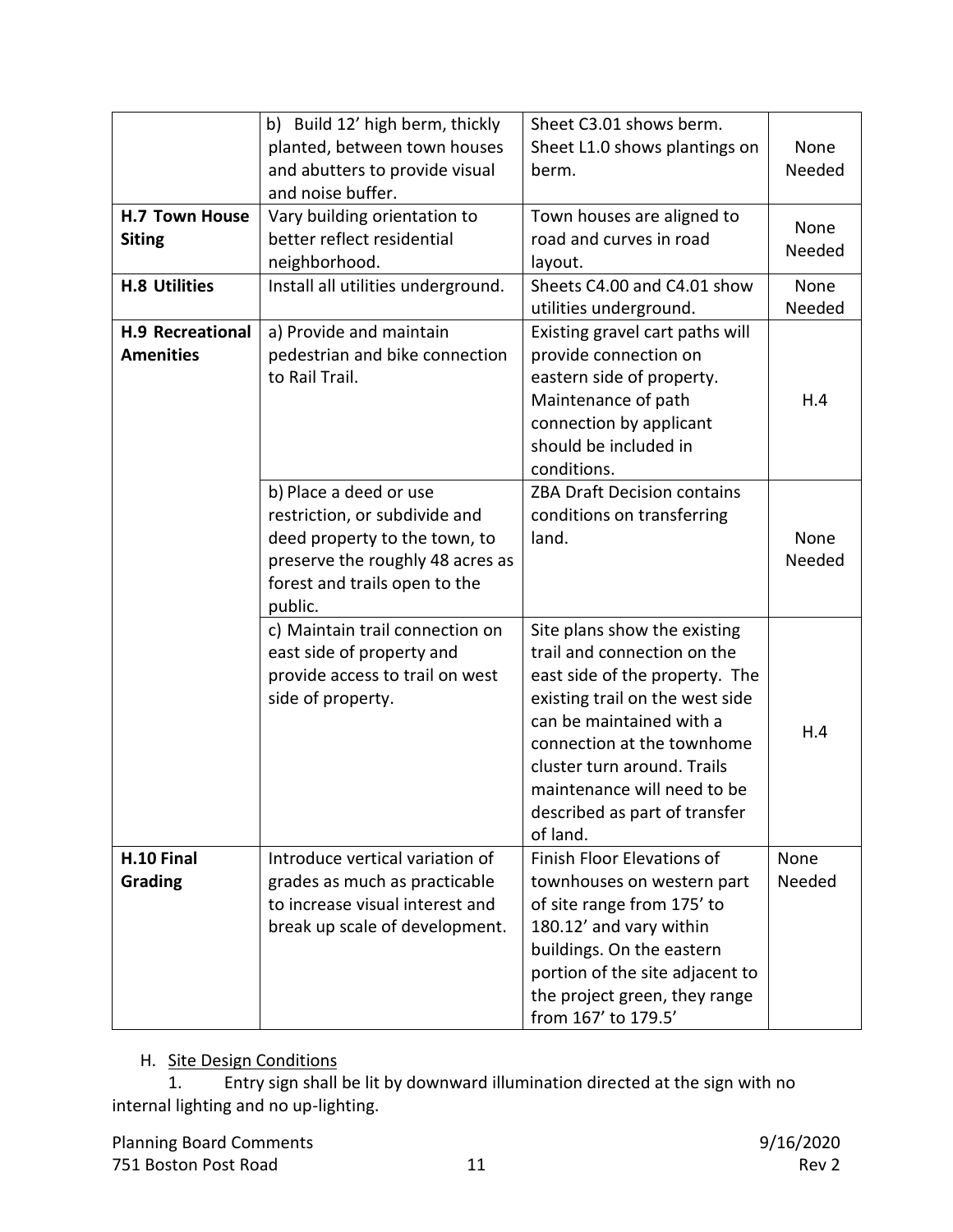| | | | |
|---|---|---|---|
| | b) Build 12' high berm, thickly planted, between town houses and abutters to provide visual and noise buffer. | Sheet C3.01 shows berm. Sheet L1.0 shows plantings on berm. | None Needed |
| **H.7 Town House Siting** | Vary building orientation to better reflect residential neighborhood. | Town houses are aligned to road and curves in road layout. | None Needed |
| **H.8 Utilities** | Install all utilities underground. | Sheets C4.00 and C4.01 show utilities underground. | None Needed |
| **H.9 Recreational Amenities** | a) Provide and maintain pedestrian and bike connection to Rail Trail. | Existing gravel cart paths will provide connection on eastern side of property. Maintenance of path connection by applicant should be included in conditions. | H.4 |
| | b) Place a deed or use restriction, or subdivide and deed property to the town, to preserve the roughly 48 acres as forest and trails open to the public. | ZBA Draft Decision contains conditions on transferring land. | None Needed |
| | c) Maintain trail connection on east side of property and provide access to trail on west side of property. | Site plans show the existing trail and connection on the east side of the property. The existing trail on the west side can be maintained with a connection at the townhome cluster turn around. Trails maintenance will need to be described as part of transfer of land. | H.4 |
| **H.10 Final Grading** | Introduce vertical variation of grades as much as practicable to increase visual interest and break up scale of development. | Finish Floor Elevations of townhouses on western part of site range from 175' to 180.12' and vary within buildings. On the eastern portion of the site adjacent to the project green, they range from 167' to 179.5' | None Needed |

H. <u>Site Design Conditions</u>

1. Entry sign shall be lit by downward illumination directed at the sign with no internal lighting and no up-lighting.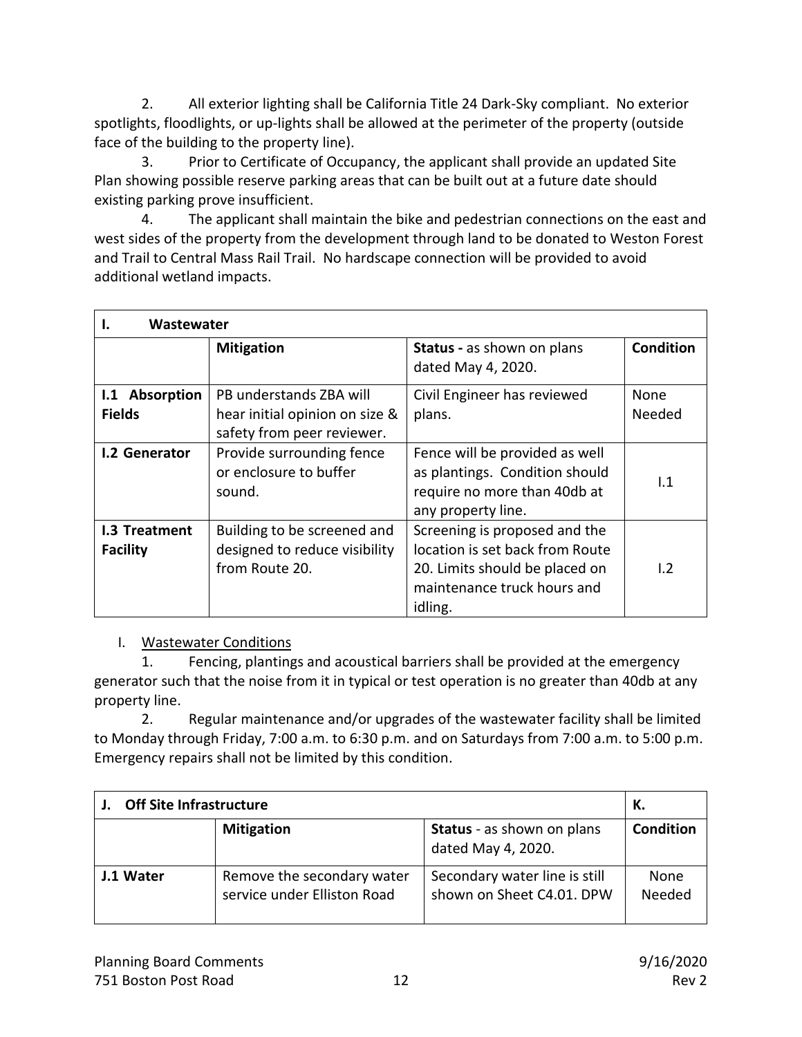2. All exterior lighting shall be California Title 24 Dark-Sky compliant. No exterior spotlights, floodlights, or up-lights shall be allowed at the perimeter of the property (outside face of the building to the property line).

3. Prior to Certificate of Occupancy, the applicant shall provide an updated Site Plan showing possible reserve parking areas that can be built out at a future date should existing parking prove insufficient.

4. The applicant shall maintain the bike and pedestrian connections on the east and west sides of the property from the development through land to be donated to Weston Forest and Trail to Central Mass Rail Trail. No hardscape connection will be provided to avoid additional wetland impacts.

| **I. Wastewater** | | | |
|---|---|---|---|
| | **Mitigation** | **Status -** as shown on plans dated May 4, 2020. | **Condition** |
| **I.1 Absorption Fields** | PB understands ZBA will hear initial opinion on size & safety from peer reviewer. | Civil Engineer has reviewed plans. | None Needed |
| **I.2 Generator** | Provide surrounding fence or enclosure to buffer sound. | Fence will be provided as well as plantings. Condition should require no more than 40db at any property line. | I.1 |
| **I.3 Treatment Facility** | Building to be screened and designed to reduce visibility from Route 20. | Screening is proposed and the location is set back from Route 20. Limits should be placed on maintenance truck hours and idling. | I.2 |

I. Wastewater Conditions

1. Fencing, plantings and acoustical barriers shall be provided at the emergency generator such that the noise from it in typical or test operation is no greater than 40db at any property line.

2. Regular maintenance and/or upgrades of the wastewater facility shall be limited to Monday through Friday, 7:00 a.m. to 6:30 p.m. and on Saturdays from 7:00 a.m. to 5:00 p.m. Emergency repairs shall not be limited by this condition.

| **J. Off Site Infrastructure** | | | **K.** |
|---|---|---|---|
| | **Mitigation** | **Status** - as shown on plans dated May 4, 2020. | **Condition** |
| **J.1 Water** | Remove the secondary water service under Elliston Road | Secondary water line is still shown on Sheet C4.01. DPW | None Needed |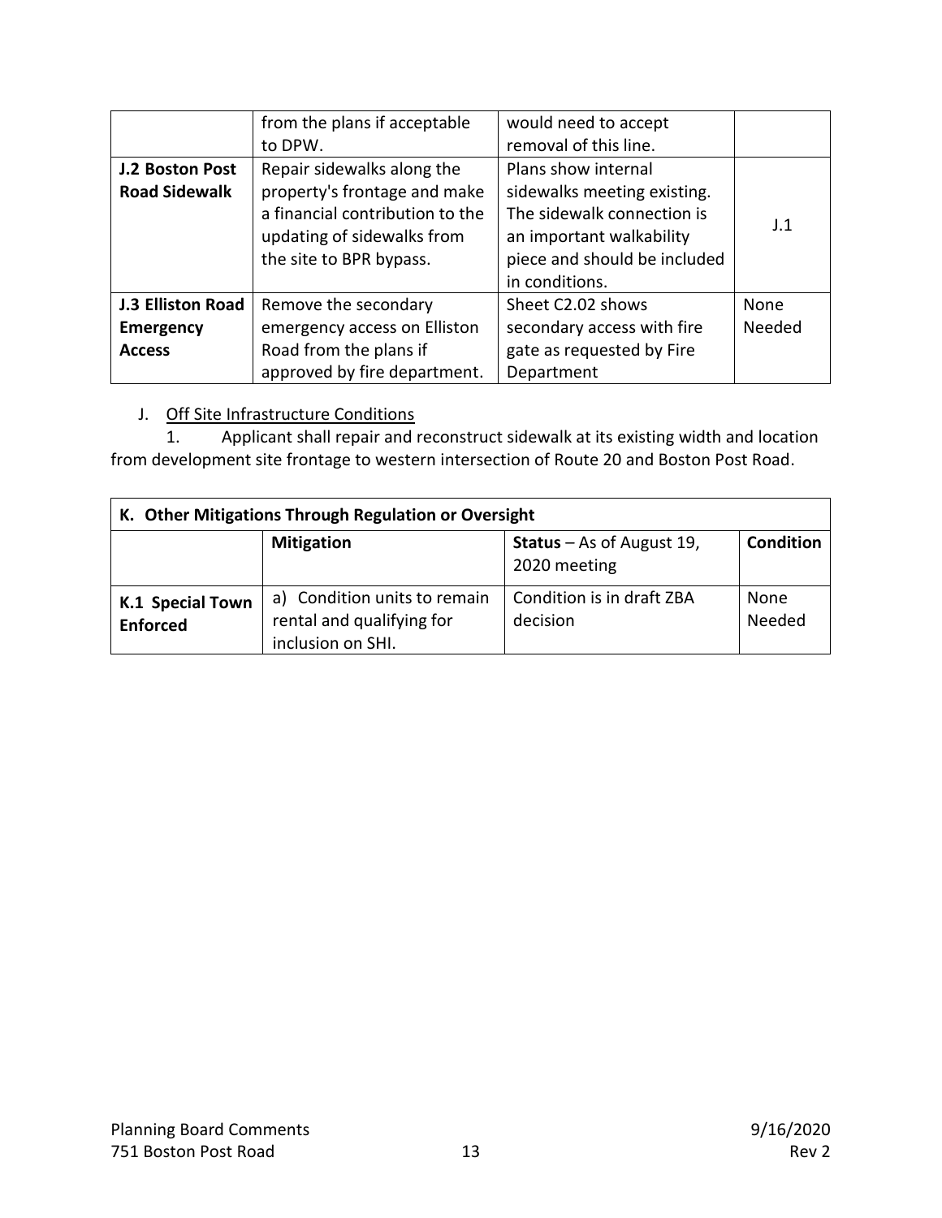|  | from the plans if acceptable to DPW. | would need to accept removal of this line. |  |
|---|---|---|---|
| **J.2 Boston Post Road Sidewalk** | Repair sidewalks along the property's frontage and make a financial contribution to the updating of sidewalks from the site to BPR bypass. | Plans show internal sidewalks meeting existing. The sidewalk connection is an important walkability piece and should be included in conditions. | J.1 |
| **J.3 Elliston Road Emergency Access** | Remove the secondary emergency access on Elliston Road from the plans if approved by fire department. | Sheet C2.02 shows secondary access with fire gate as requested by Fire Department | None Needed |

J. Off Site Infrastructure Conditions

1. Applicant shall repair and reconstruct sidewalk at its existing width and location from development site frontage to western intersection of Route 20 and Boston Post Road.

| **K. Other Mitigations Through Regulation or Oversight** | | | |
|---|---|---|---|
|  | **Mitigation** | **Status** – As of August 19, 2020 meeting | **Condition** |
| **K.1 Special Town Enforced** | a) Condition units to remain rental and qualifying for inclusion on SHI. | Condition is in draft ZBA decision | None Needed |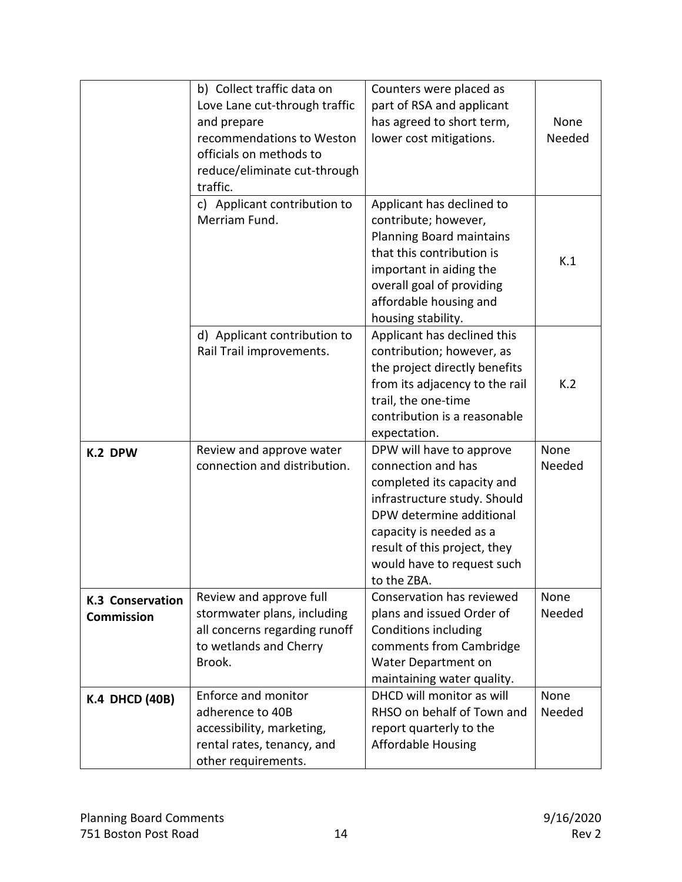|  |  |  |  |
|---|---|---|---|
|  | b) Collect traffic data on Love Lane cut-through traffic and prepare recommendations to Weston officials on methods to reduce/eliminate cut-through traffic. | Counters were placed as part of RSA and applicant has agreed to short term, lower cost mitigations. | None Needed |
|  | c) Applicant contribution to Merriam Fund. | Applicant has declined to contribute; however, Planning Board maintains that this contribution is important in aiding the overall goal of providing affordable housing and housing stability. | K.1 |
|  | d) Applicant contribution to Rail Trail improvements. | Applicant has declined this contribution; however, as the project directly benefits from its adjacency to the rail trail, the one-time contribution is a reasonable expectation. | K.2 |
| **K.2 DPW** | Review and approve water connection and distribution. | DPW will have to approve connection and has completed its capacity and infrastructure study. Should DPW determine additional capacity is needed as a result of this project, they would have to request such to the ZBA. | None Needed |
| **K.3 Conservation Commission** | Review and approve full stormwater plans, including all concerns regarding runoff to wetlands and Cherry Brook. | Conservation has reviewed plans and issued Order of Conditions including comments from Cambridge Water Department on maintaining water quality. | None Needed |
| **K.4 DHCD (40B)** | Enforce and monitor adherence to 40B accessibility, marketing, rental rates, tenancy, and other requirements. | DHCD will monitor as will RHSO on behalf of Town and report quarterly to the Affordable Housing | None Needed |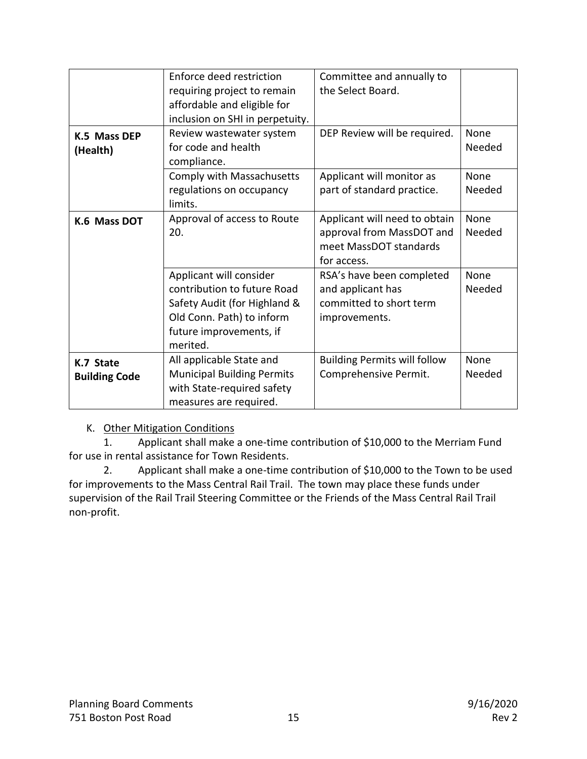| | | | |
|---|---|---|---|
| | Enforce deed restriction requiring project to remain affordable and eligible for inclusion on SHI in perpetuity. | Committee and annually to the Select Board. | |
| **K.5 Mass DEP (Health)** | Review wastewater system for code and health compliance. | DEP Review will be required. | None Needed |
| | Comply with Massachusetts regulations on occupancy limits. | Applicant will monitor as part of standard practice. | None Needed |
| **K.6 Mass DOT** | Approval of access to Route 20. | Applicant will need to obtain approval from MassDOT and meet MassDOT standards for access. | None Needed |
| | Applicant will consider contribution to future Road Safety Audit (for Highland & Old Conn. Path) to inform future improvements, if merited. | RSA's have been completed and applicant has committed to short term improvements. | None Needed |
| **K.7 State Building Code** | All applicable State and Municipal Building Permits with State-required safety measures are required. | Building Permits will follow Comprehensive Permit. | None Needed |

K. Other Mitigation Conditions

1. Applicant shall make a one-time contribution of $10,000 to the Merriam Fund for use in rental assistance for Town Residents.

2. Applicant shall make a one-time contribution of $10,000 to the Town to be used for improvements to the Mass Central Rail Trail. The town may place these funds under supervision of the Rail Trail Steering Committee or the Friends of the Mass Central Rail Trail non-profit.